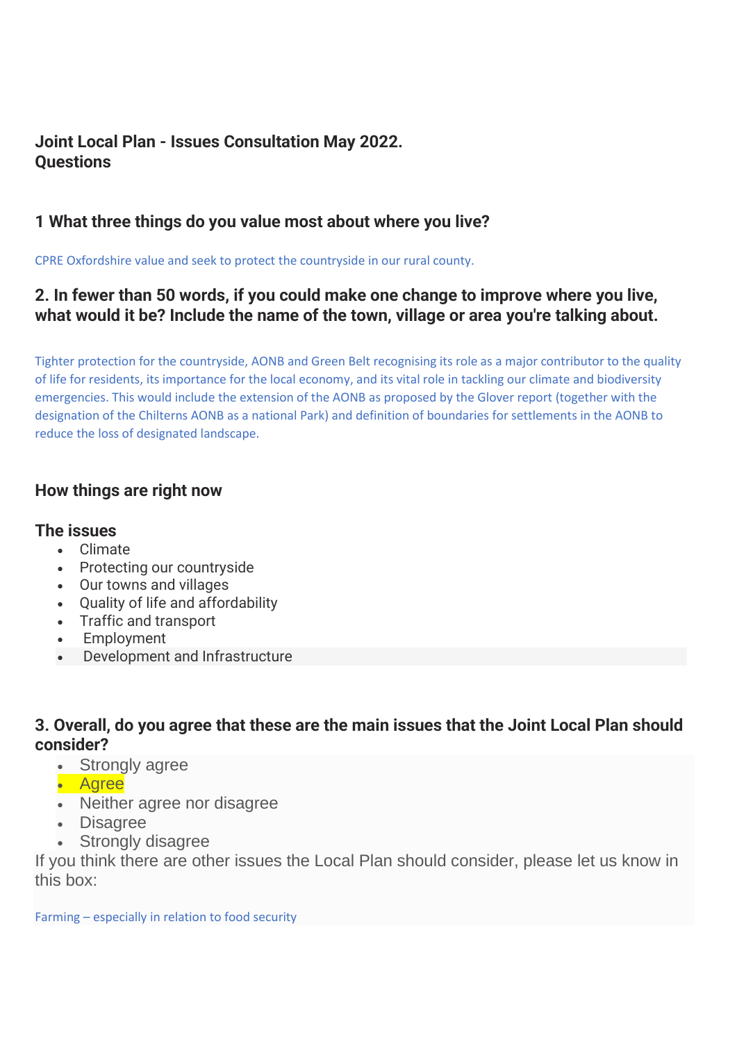**Joint Local Plan - Issues Consultation May 2022.**
**Questions**

### 1 What three things do you value most about where you live?

CPRE Oxfordshire value and seek to protect the countryside in our rural county.

### 2. In fewer than 50 words, if you could make one change to improve where you live, what would it be? Include the name of the town, village or area you're talking about.

Tighter protection for the countryside, AONB and Green Belt recognising its role as a major contributor to the quality of life for residents, its importance for the local economy, and its vital role in tackling our climate and biodiversity emergencies. This would include the extension of the AONB as proposed by the Glover report (together with the designation of the Chilterns AONB as a national Park) and definition of boundaries for settlements in the AONB to reduce the loss of designated landscape.

### How things are right now

### The issues

- Climate
- Protecting our countryside
- Our towns and villages
- Quality of life and affordability
- Traffic and transport
- Employment
- Development and Infrastructure

### 3. Overall, do you agree that these are the main issues that the Joint Local Plan should consider?

- Strongly agree
- **Agree**
- Neither agree nor disagree
- Disagree
- Strongly disagree

If you think there are other issues the Local Plan should consider, please let us know in this box:

Farming – especially in relation to food security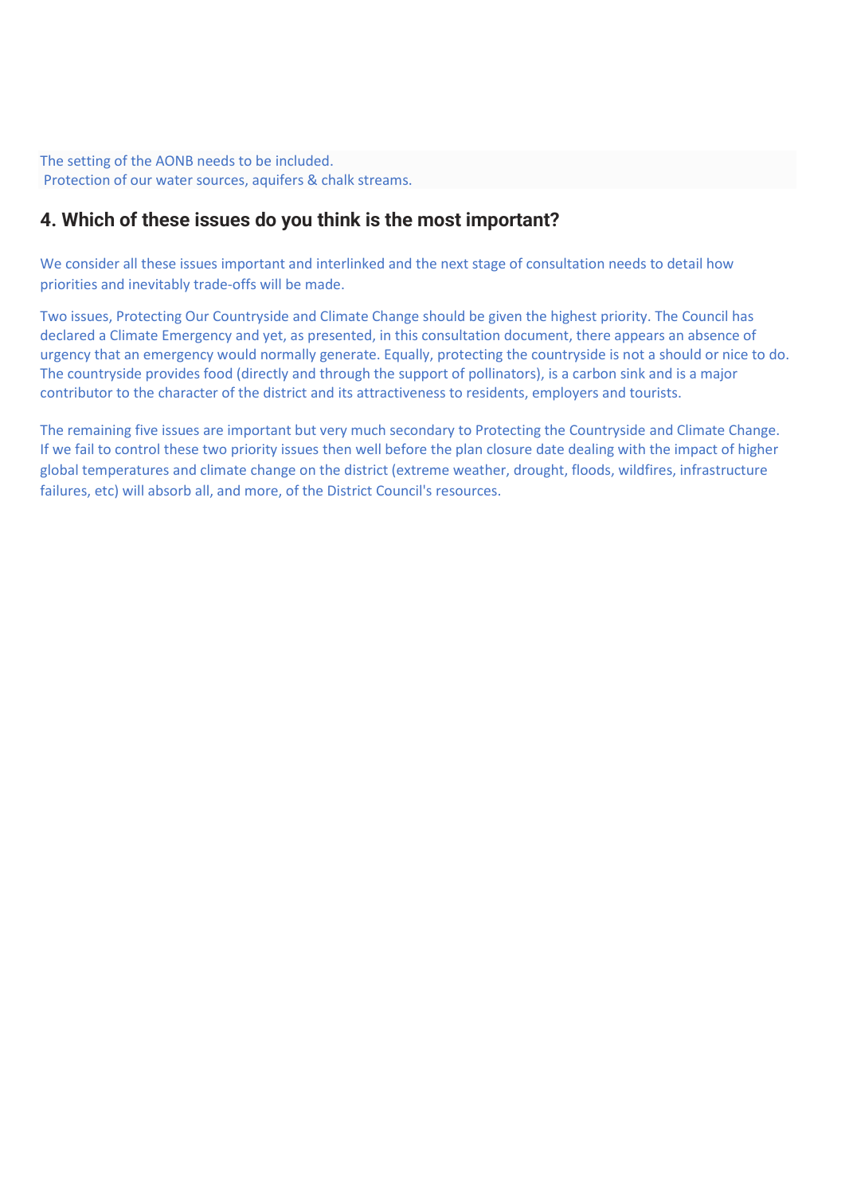The setting of the AONB needs to be included.
Protection of our water sources, aquifers & chalk streams.

## 4. Which of these issues do you think is the most important?

We consider all these issues important and interlinked and the next stage of consultation needs to detail how priorities and inevitably trade-offs will be made.

Two issues, Protecting Our Countryside and Climate Change should be given the highest priority. The Council has declared a Climate Emergency and yet, as presented, in this consultation document, there appears an absence of urgency that an emergency would normally generate. Equally, protecting the countryside is not a should or nice to do. The countryside provides food (directly and through the support of pollinators), is a carbon sink and is a major contributor to the character of the district and its attractiveness to residents, employers and tourists.

The remaining five issues are important but very much secondary to Protecting the Countryside and Climate Change. If we fail to control these two priority issues then well before the plan closure date dealing with the impact of higher global temperatures and climate change on the district (extreme weather, drought, floods, wildfires, infrastructure failures, etc) will absorb all, and more, of the District Council's resources.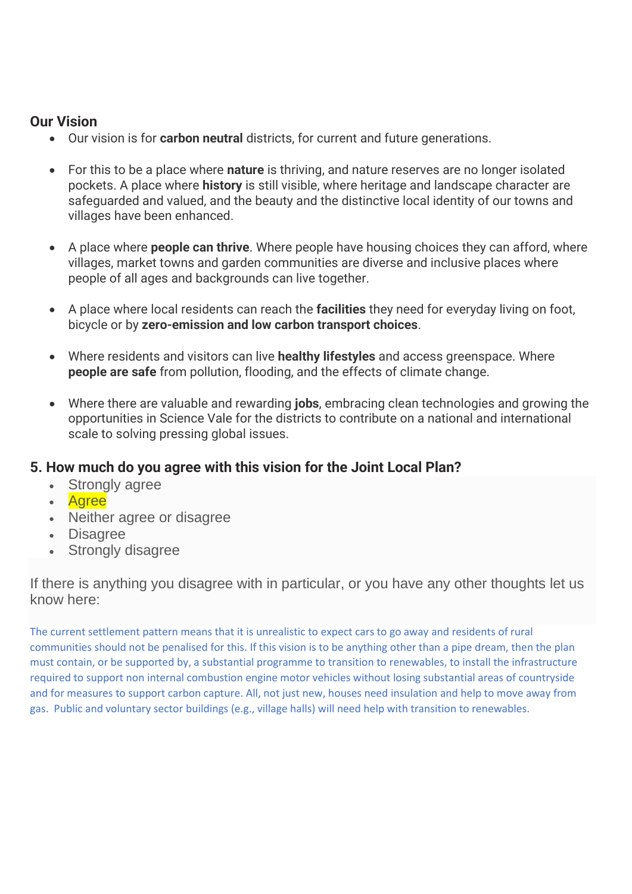## Our Vision

- Our vision is for **carbon neutral** districts, for current and future generations.
- For this to be a place where **nature** is thriving, and nature reserves are no longer isolated pockets. A place where **history** is still visible, where heritage and landscape character are safeguarded and valued, and the beauty and the distinctive local identity of our towns and villages have been enhanced.
- A place where **people can thrive**. Where people have housing choices they can afford, where villages, market towns and garden communities are diverse and inclusive places where people of all ages and backgrounds can live together.
- A place where local residents can reach the **facilities** they need for everyday living on foot, bicycle or by **zero-emission and low carbon transport choices**.
- Where residents and visitors can live **healthy lifestyles** and access greenspace. Where **people are safe** from pollution, flooding, and the effects of climate change.
- Where there are valuable and rewarding **jobs**, embracing clean technologies and growing the opportunities in Science Vale for the districts to contribute on a national and international scale to solving pressing global issues.

## 5. How much do you agree with this vision for the Joint Local Plan?

- Strongly agree
- Agree
- Neither agree or disagree
- Disagree
- Strongly disagree

If there is anything you disagree with in particular, or you have any other thoughts let us know here:

The current settlement pattern means that it is unrealistic to expect cars to go away and residents of rural communities should not be penalised for this. If this vision is to be anything other than a pipe dream, then the plan must contain, or be supported by, a substantial programme to transition to renewables, to install the infrastructure required to support non internal combustion engine motor vehicles without losing substantial areas of countryside and for measures to support carbon capture. All, not just new, houses need insulation and help to move away from gas. Public and voluntary sector buildings (e.g., village halls) will need help with transition to renewables.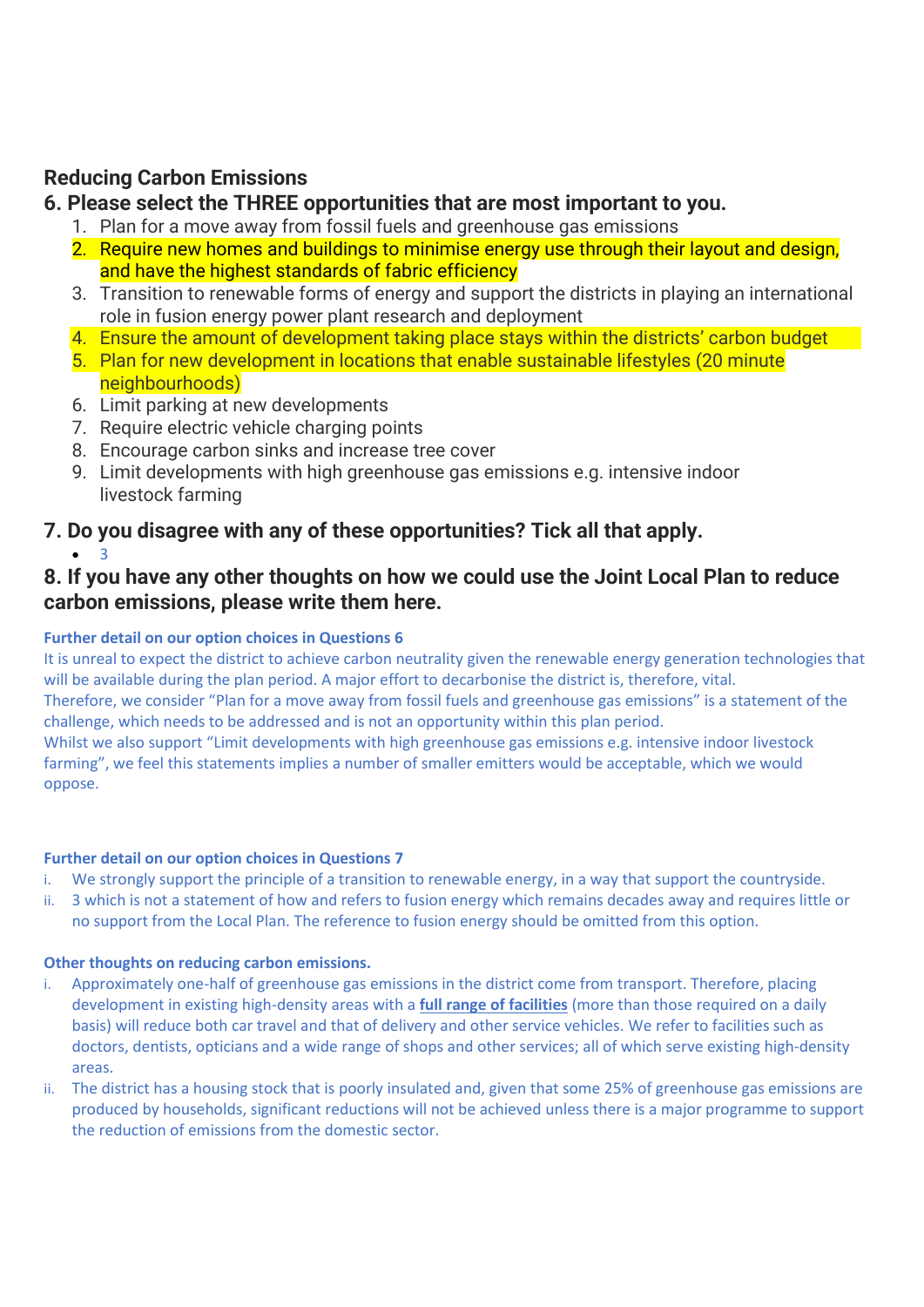## Reducing Carbon Emissions

### 6. Please select the THREE opportunities that are most important to you.

1. Plan for a move away from fossil fuels and greenhouse gas emissions
2. Require new homes and buildings to minimise energy use through their layout and design, and have the highest standards of fabric efficiency
3. Transition to renewable forms of energy and support the districts in playing an international role in fusion energy power plant research and deployment
4. Ensure the amount of development taking place stays within the districts' carbon budget
5. Plan for new development in locations that enable sustainable lifestyles (20 minute neighbourhoods)
6. Limit parking at new developments
7. Require electric vehicle charging points
8. Encourage carbon sinks and increase tree cover
9. Limit developments with high greenhouse gas emissions e.g. intensive indoor livestock farming

### 7. Do you disagree with any of these opportunities? Tick all that apply.

- 3

### 8. If you have any other thoughts on how we could use the Joint Local Plan to reduce carbon emissions, please write them here.

**Further detail on our option choices in Questions 6**

It is unreal to expect the district to achieve carbon neutrality given the renewable energy generation technologies that will be available during the plan period. A major effort to decarbonise the district is, therefore, vital.

Therefore, we consider "Plan for a move away from fossil fuels and greenhouse gas emissions" is a statement of the challenge, which needs to be addressed and is not an opportunity within this plan period.

Whilst we also support "Limit developments with high greenhouse gas emissions e.g. intensive indoor livestock farming", we feel this statements implies a number of smaller emitters would be acceptable, which we would oppose.

**Further detail on our option choices in Questions 7**

i. We strongly support the principle of a transition to renewable energy, in a way that support the countryside.
ii. 3 which is not a statement of how and refers to fusion energy which remains decades away and requires little or no support from the Local Plan. The reference to fusion energy should be omitted from this option.

**Other thoughts on reducing carbon emissions.**

i. Approximately one-half of greenhouse gas emissions in the district come from transport. Therefore, placing development in existing high-density areas with a **full range of facilities** (more than those required on a daily basis) will reduce both car travel and that of delivery and other service vehicles. We refer to facilities such as doctors, dentists, opticians and a wide range of shops and other services; all of which serve existing high-density areas.
ii. The district has a housing stock that is poorly insulated and, given that some 25% of greenhouse gas emissions are produced by households, significant reductions will not be achieved unless there is a major programme to support the reduction of emissions from the domestic sector.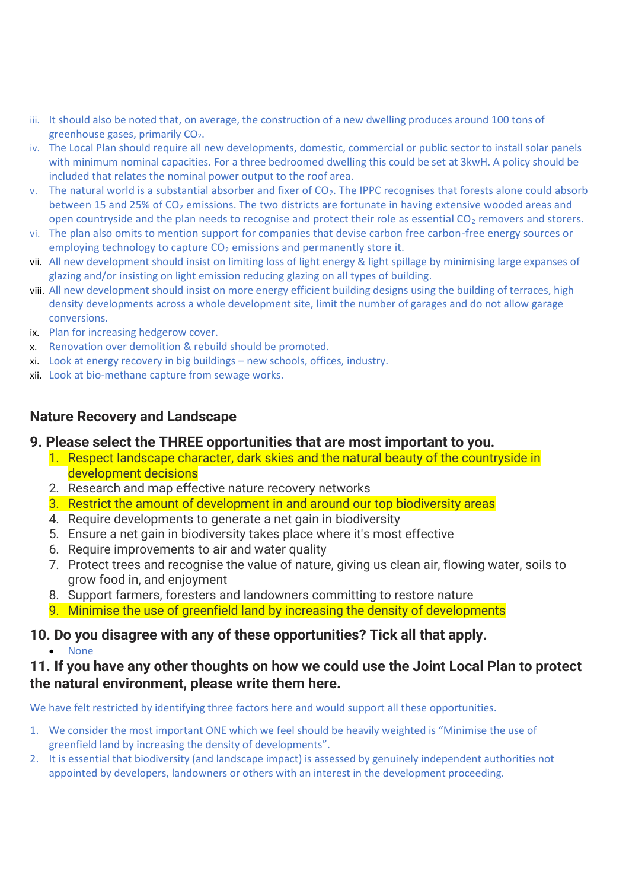iii. It should also be noted that, on average, the construction of a new dwelling produces around 100 tons of greenhouse gases, primarily $CO_2$.

iv. The Local Plan should require all new developments, domestic, commercial or public sector to install solar panels with minimum nominal capacities. For a three bedroomed dwelling this could be set at 3kwH. A policy should be included that relates the nominal power output to the roof area.

v. The natural world is a substantial absorber and fixer of $CO_2$. The IPPC recognises that forests alone could absorb between 15 and 25% of $CO_2$ emissions. The two districts are fortunate in having extensive wooded areas and open countryside and the plan needs to recognise and protect their role as essential $CO_2$ removers and storers.

vi. The plan also omits to mention support for companies that devise carbon free carbon-free energy sources or employing technology to capture $CO_2$ emissions and permanently store it.

vii. All new development should insist on limiting loss of light energy & light spillage by minimising large expanses of glazing and/or insisting on light emission reducing glazing on all types of building.

viii. All new development should insist on more energy efficient building designs using the building of terraces, high density developments across a whole development site, limit the number of garages and do not allow garage conversions.

ix. Plan for increasing hedgerow cover.

x. Renovation over demolition & rebuild should be promoted.

xi. Look at energy recovery in big buildings – new schools, offices, industry.

xii. Look at bio-methane capture from sewage works.

## Nature Recovery and Landscape

### 9. Please select the THREE opportunities that are most important to you.

1. Respect landscape character, dark skies and the natural beauty of the countryside in development decisions
2. Research and map effective nature recovery networks
3. Restrict the amount of development in and around our top biodiversity areas
4. Require developments to generate a net gain in biodiversity
5. Ensure a net gain in biodiversity takes place where it's most effective
6. Require improvements to air and water quality
7. Protect trees and recognise the value of nature, giving us clean air, flowing water, soils to grow food in, and enjoyment
8. Support farmers, foresters and landowners committing to restore nature
9. Minimise the use of greenfield land by increasing the density of developments

### 10. Do you disagree with any of these opportunities? Tick all that apply.

- None

### 11. If you have any other thoughts on how we could use the Joint Local Plan to protect the natural environment, please write them here.

We have felt restricted by identifying three factors here and would support all these opportunities.

1. We consider the most important ONE which we feel should be heavily weighted is "Minimise the use of greenfield land by increasing the density of developments".
2. It is essential that biodiversity (and landscape impact) is assessed by genuinely independent authorities not appointed by developers, landowners or others with an interest in the development proceeding.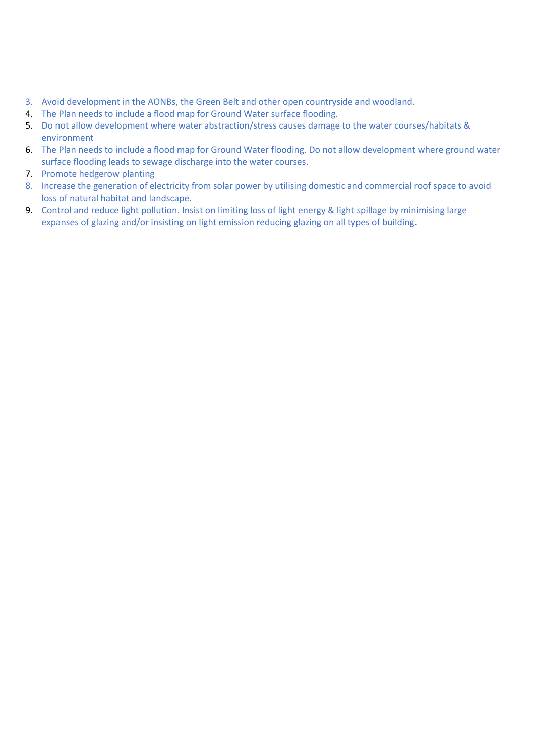3. Avoid development in the AONBs, the Green Belt and other open countryside and woodland.
4. The Plan needs to include a flood map for Ground Water surface flooding.
5. Do not allow development where water abstraction/stress causes damage to the water courses/habitats & environment
6. The Plan needs to include a flood map for Ground Water flooding. Do not allow development where ground water surface flooding leads to sewage discharge into the water courses.
7. Promote hedgerow planting
8. Increase the generation of electricity from solar power by utilising domestic and commercial roof space to avoid loss of natural habitat and landscape.
9. Control and reduce light pollution. Insist on limiting loss of light energy & light spillage by minimising large expanses of glazing and/or insisting on light emission reducing glazing on all types of building.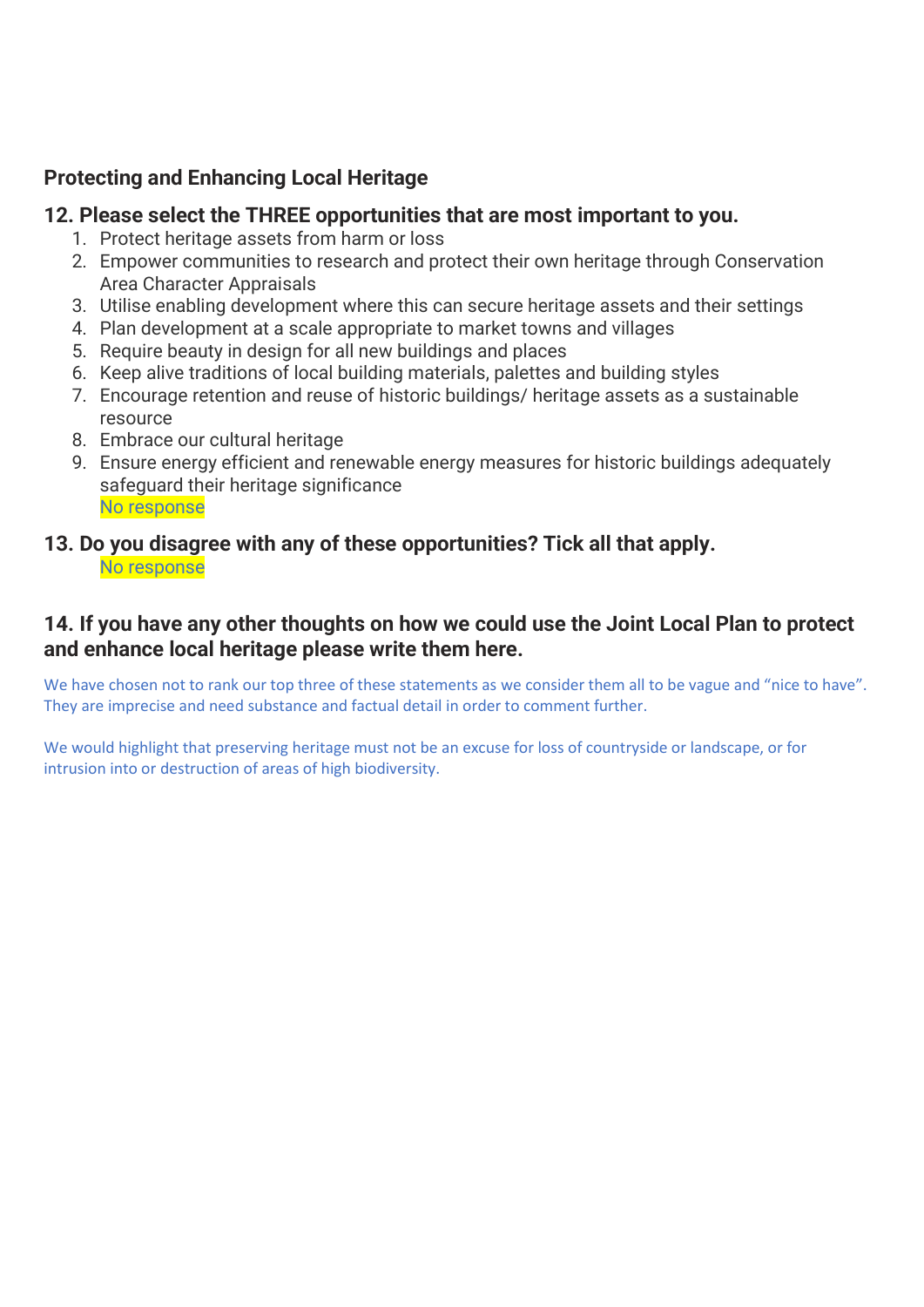## Protecting and Enhancing Local Heritage

### 12. Please select the THREE opportunities that are most important to you.

1. Protect heritage assets from harm or loss
2. Empower communities to research and protect their own heritage through Conservation Area Character Appraisals
3. Utilise enabling development where this can secure heritage assets and their settings
4. Plan development at a scale appropriate to market towns and villages
5. Require beauty in design for all new buildings and places
6. Keep alive traditions of local building materials, palettes and building styles
7. Encourage retention and reuse of historic buildings/ heritage assets as a sustainable resource
8. Embrace our cultural heritage
9. Ensure energy efficient and renewable energy measures for historic buildings adequately safeguard their heritage significance

No response

### 13. Do you disagree with any of these opportunities? Tick all that apply.

No response

### 14. If you have any other thoughts on how we could use the Joint Local Plan to protect and enhance local heritage please write them here.

We have chosen not to rank our top three of these statements as we consider them all to be vague and "nice to have". They are imprecise and need substance and factual detail in order to comment further.

We would highlight that preserving heritage must not be an excuse for loss of countryside or landscape, or for intrusion into or destruction of areas of high biodiversity.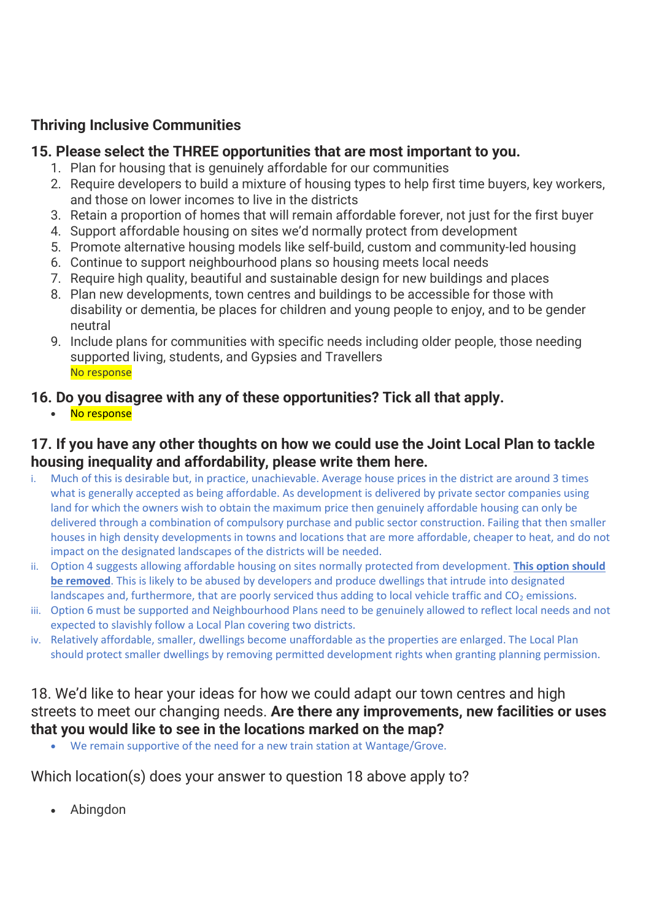## Thriving Inclusive Communities

### 15. Please select the THREE opportunities that are most important to you.

1. Plan for housing that is genuinely affordable for our communities
2. Require developers to build a mixture of housing types to help first time buyers, key workers, and those on lower incomes to live in the districts
3. Retain a proportion of homes that will remain affordable forever, not just for the first buyer
4. Support affordable housing on sites we'd normally protect from development
5. Promote alternative housing models like self-build, custom and community-led housing
6. Continue to support neighbourhood plans so housing meets local needs
7. Require high quality, beautiful and sustainable design for new buildings and places
8. Plan new developments, town centres and buildings to be accessible for those with disability or dementia, be places for children and young people to enjoy, and to be gender neutral
9. Include plans for communities with specific needs including older people, those needing supported living, students, and Gypsies and Travellers

No response

### 16. Do you disagree with any of these opportunities? Tick all that apply.

- No response

### 17. If you have any other thoughts on how we could use the Joint Local Plan to tackle housing inequality and affordability, please write them here.

i. Much of this is desirable but, in practice, unachievable. Average house prices in the district are around 3 times what is generally accepted as being affordable. As development is delivered by private sector companies using land for which the owners wish to obtain the maximum price then genuinely affordable housing can only be delivered through a combination of compulsory purchase and public sector construction. Failing that then smaller houses in high density developments in towns and locations that are more affordable, cheaper to heat, and do not impact on the designated landscapes of the districts will be needed.

ii. Option 4 suggests allowing affordable housing on sites normally protected from development. **This option should be removed**. This is likely to be abused by developers and produce dwellings that intrude into designated landscapes and, furthermore, that are poorly serviced thus adding to local vehicle traffic and $CO_2$ emissions.

iii. Option 6 must be supported and Neighbourhood Plans need to be genuinely allowed to reflect local needs and not expected to slavishly follow a Local Plan covering two districts.

iv. Relatively affordable, smaller, dwellings become unaffordable as the properties are enlarged. The Local Plan should protect smaller dwellings by removing permitted development rights when granting planning permission.

18. We'd like to hear your ideas for how we could adapt our town centres and high streets to meet our changing needs. **Are there any improvements, new facilities or uses that you would like to see in the locations marked on the map?**

- We remain supportive of the need for a new train station at Wantage/Grove.

Which location(s) does your answer to question 18 above apply to?

- Abingdon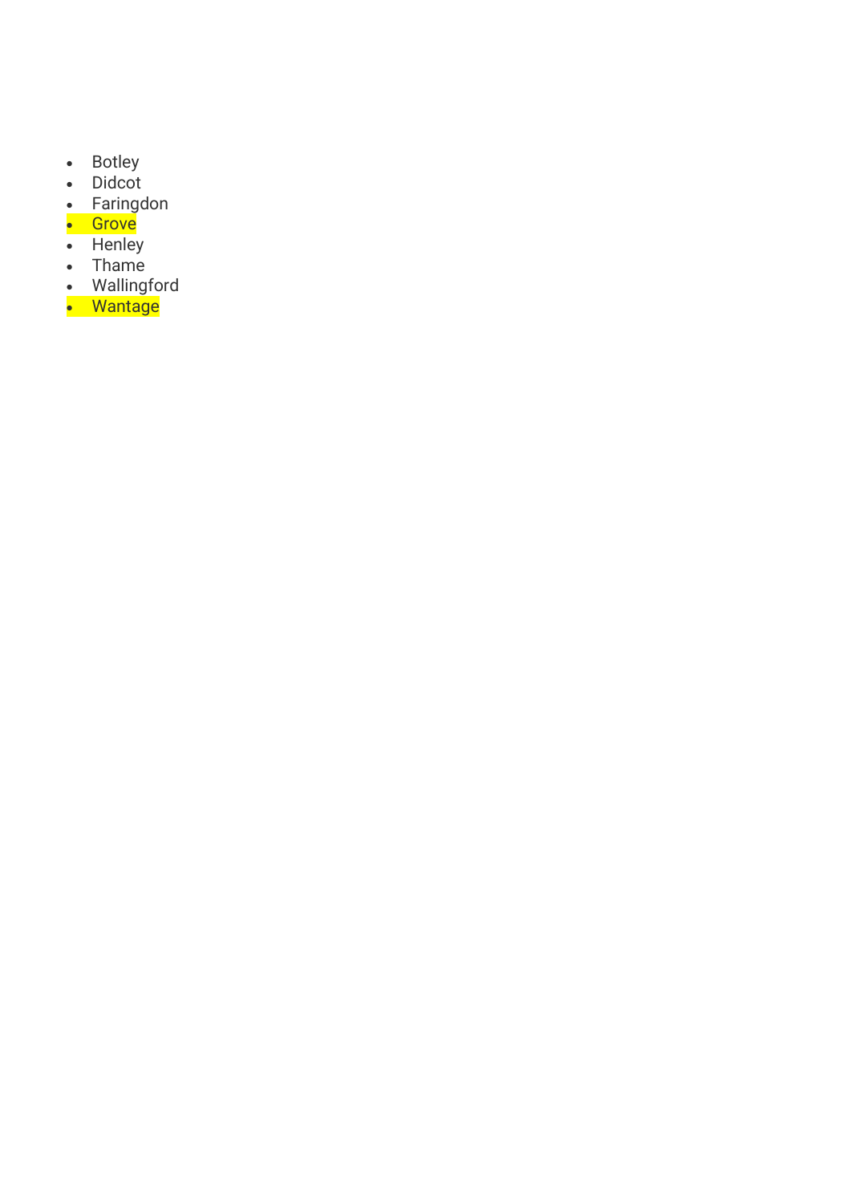- Botley
- Didcot
- Faringdon
- Grove
- Henley
- Thame
- Wallingford
- Wantage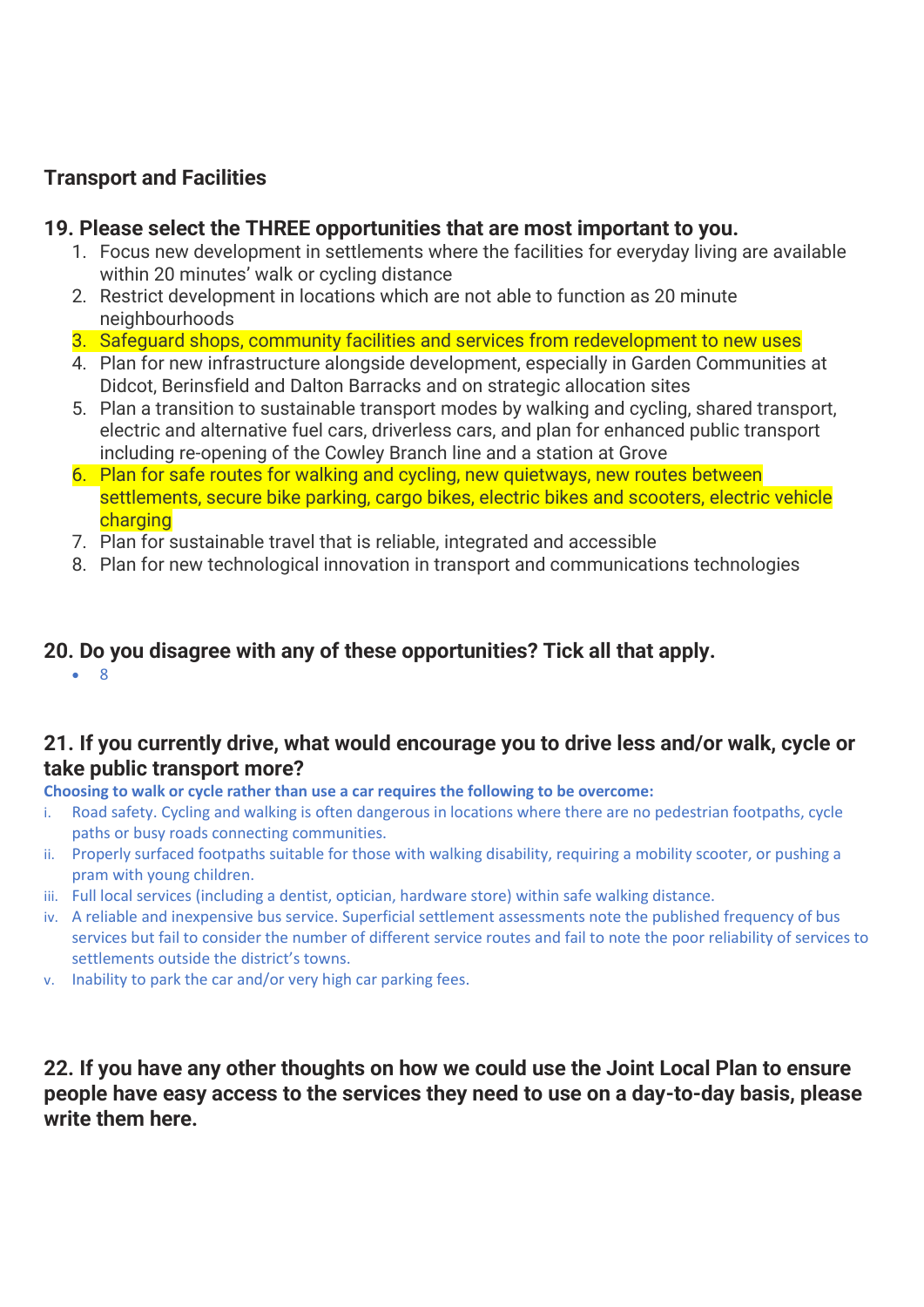## Transport and Facilities

### 19. Please select the THREE opportunities that are most important to you.

1. Focus new development in settlements where the facilities for everyday living are available within 20 minutes' walk or cycling distance
2. Restrict development in locations which are not able to function as 20 minute neighbourhoods
3. Safeguard shops, community facilities and services from redevelopment to new uses
4. Plan for new infrastructure alongside development, especially in Garden Communities at Didcot, Berinsfield and Dalton Barracks and on strategic allocation sites
5. Plan a transition to sustainable transport modes by walking and cycling, shared transport, electric and alternative fuel cars, driverless cars, and plan for enhanced public transport including re-opening of the Cowley Branch line and a station at Grove
6. Plan for safe routes for walking and cycling, new quietways, new routes between settlements, secure bike parking, cargo bikes, electric bikes and scooters, electric vehicle charging
7. Plan for sustainable travel that is reliable, integrated and accessible
8. Plan for new technological innovation in transport and communications technologies

### 20. Do you disagree with any of these opportunities? Tick all that apply.

- 8

### 21. If you currently drive, what would encourage you to drive less and/or walk, cycle or take public transport more?

**Choosing to walk or cycle rather than use a car requires the following to be overcome:**

i. Road safety. Cycling and walking is often dangerous in locations where there are no pedestrian footpaths, cycle paths or busy roads connecting communities.

ii. Properly surfaced footpaths suitable for those with walking disability, requiring a mobility scooter, or pushing a pram with young children.

iii. Full local services (including a dentist, optician, hardware store) within safe walking distance.

iv. A reliable and inexpensive bus service. Superficial settlement assessments note the published frequency of bus services but fail to consider the number of different service routes and fail to note the poor reliability of services to settlements outside the district's towns.

v. Inability to park the car and/or very high car parking fees.

### 22. If you have any other thoughts on how we could use the Joint Local Plan to ensure people have easy access to the services they need to use on a day-to-day basis, please write them here.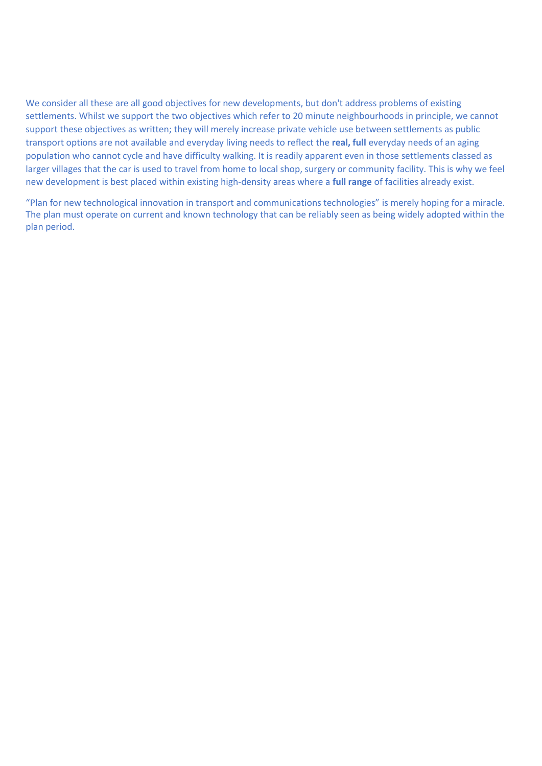We consider all these are all good objectives for new developments, but don't address problems of existing settlements. Whilst we support the two objectives which refer to 20 minute neighbourhoods in principle, we cannot support these objectives as written; they will merely increase private vehicle use between settlements as public transport options are not available and everyday living needs to reflect the **real, full** everyday needs of an aging population who cannot cycle and have difficulty walking. It is readily apparent even in those settlements classed as larger villages that the car is used to travel from home to local shop, surgery or community facility. This is why we feel new development is best placed within existing high-density areas where a **full range** of facilities already exist.

“Plan for new technological innovation in transport and communications technologies” is merely hoping for a miracle. The plan must operate on current and known technology that can be reliably seen as being widely adopted within the plan period.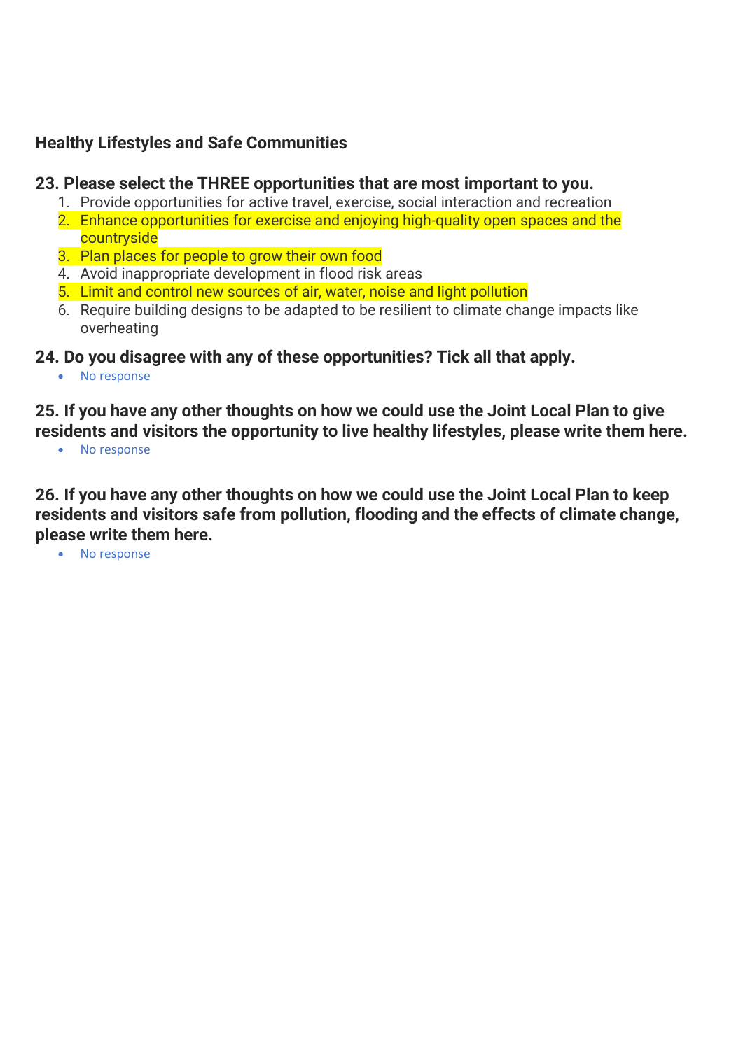## Healthy Lifestyles and Safe Communities

### 23. Please select the THREE opportunities that are most important to you.

1. Provide opportunities for active travel, exercise, social interaction and recreation
2. Enhance opportunities for exercise and enjoying high-quality open spaces and the countryside
3. Plan places for people to grow their own food
4. Avoid inappropriate development in flood risk areas
5. Limit and control new sources of air, water, noise and light pollution
6. Require building designs to be adapted to be resilient to climate change impacts like overheating

### 24. Do you disagree with any of these opportunities? Tick all that apply.

- No response

### 25. If you have any other thoughts on how we could use the Joint Local Plan to give residents and visitors the opportunity to live healthy lifestyles, please write them here.

- No response

### 26. If you have any other thoughts on how we could use the Joint Local Plan to keep residents and visitors safe from pollution, flooding and the effects of climate change, please write them here.

- No response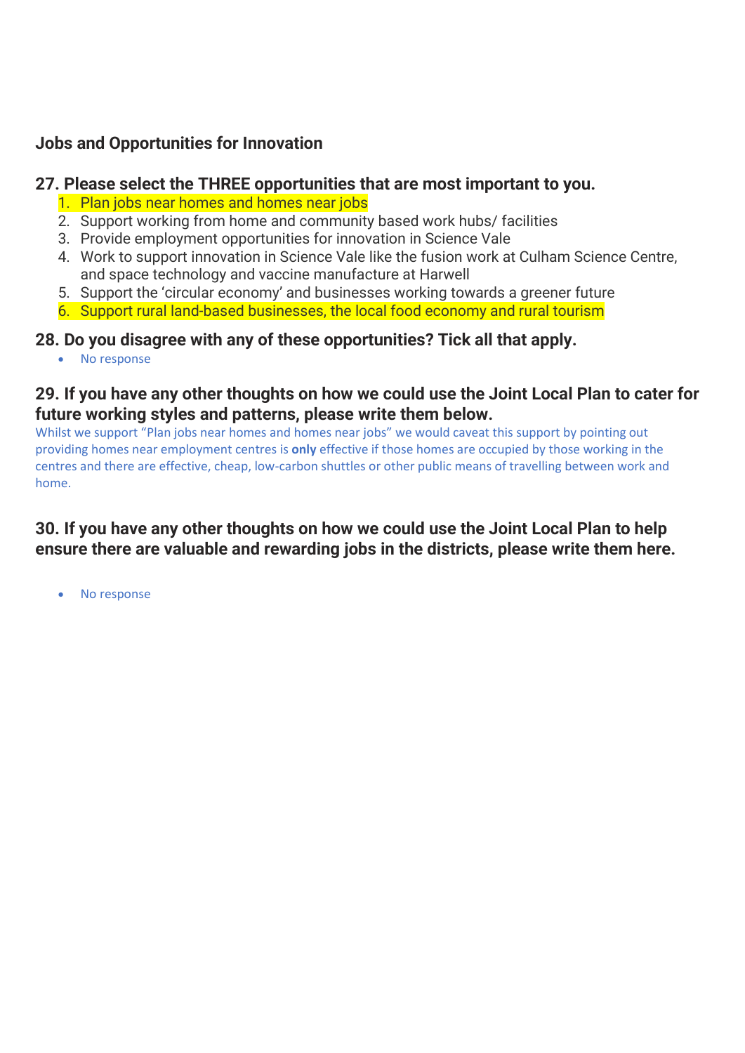## Jobs and Opportunities for Innovation

### 27. Please select the THREE opportunities that are most important to you.

1. Plan jobs near homes and homes near jobs
2. Support working from home and community based work hubs/ facilities
3. Provide employment opportunities for innovation in Science Vale
4. Work to support innovation in Science Vale like the fusion work at Culham Science Centre, and space technology and vaccine manufacture at Harwell
5. Support the 'circular economy' and businesses working towards a greener future
6. Support rural land-based businesses, the local food economy and rural tourism

### 28. Do you disagree with any of these opportunities? Tick all that apply.

- No response

### 29. If you have any other thoughts on how we could use the Joint Local Plan to cater for future working styles and patterns, please write them below.

Whilst we support "Plan jobs near homes and homes near jobs" we would caveat this support by pointing out providing homes near employment centres is **only** effective if those homes are occupied by those working in the centres and there are effective, cheap, low-carbon shuttles or other public means of travelling between work and home.

### 30. If you have any other thoughts on how we could use the Joint Local Plan to help ensure there are valuable and rewarding jobs in the districts, please write them here.

- No response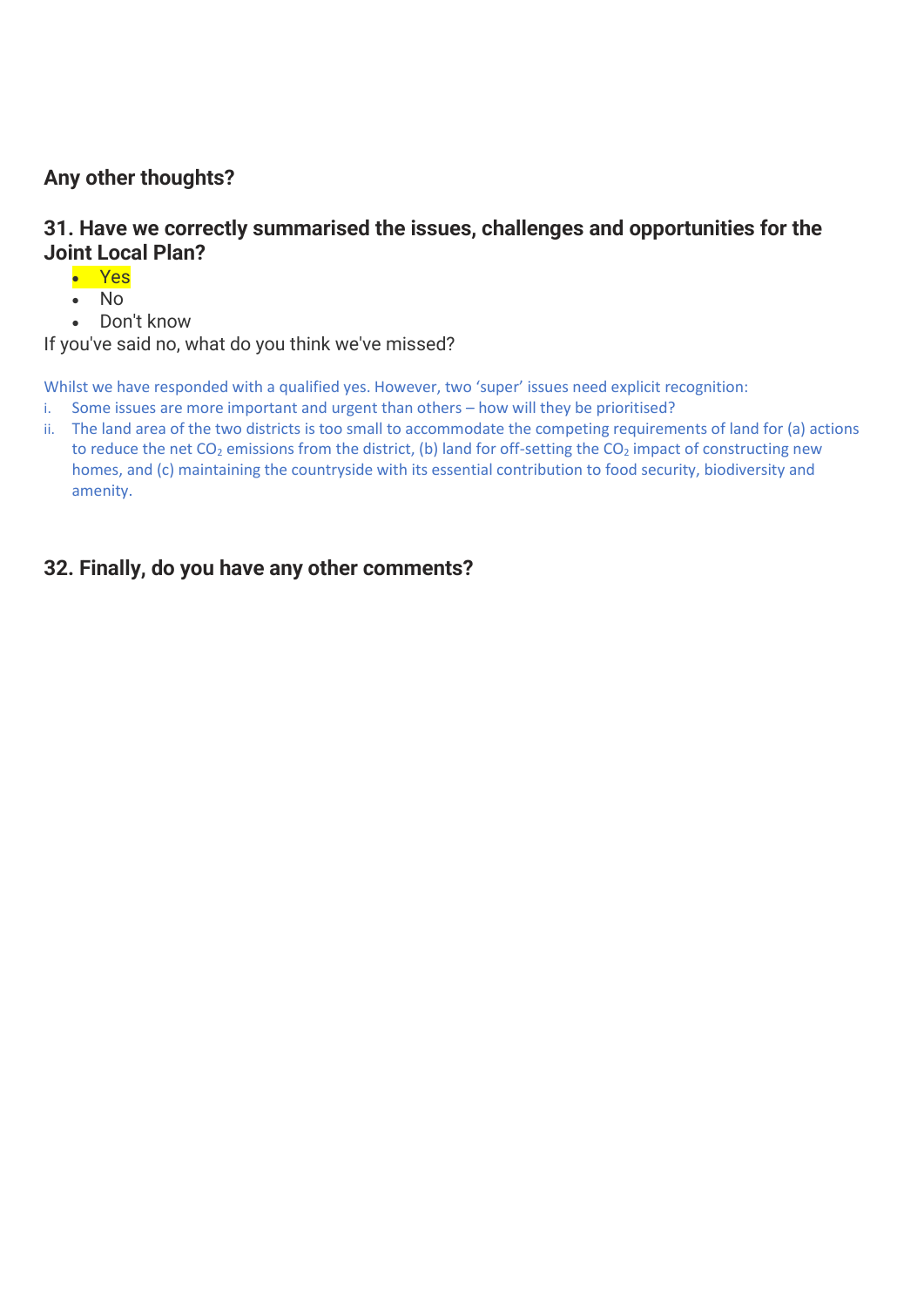## Any other thoughts?

## 31. Have we correctly summarised the issues, challenges and opportunities for the Joint Local Plan?

- Yes
- No
- Don't know

If you've said no, what do you think we've missed?

Whilst we have responded with a qualified yes. However, two 'super' issues need explicit recognition:

i. Some issues are more important and urgent than others – how will they be prioritised?
ii. The land area of the two districts is too small to accommodate the competing requirements of land for (a) actions to reduce the net $CO_2$ emissions from the district, (b) land for off-setting the $CO_2$ impact of constructing new homes, and (c) maintaining the countryside with its essential contribution to food security, biodiversity and amenity.

## 32. Finally, do you have any other comments?